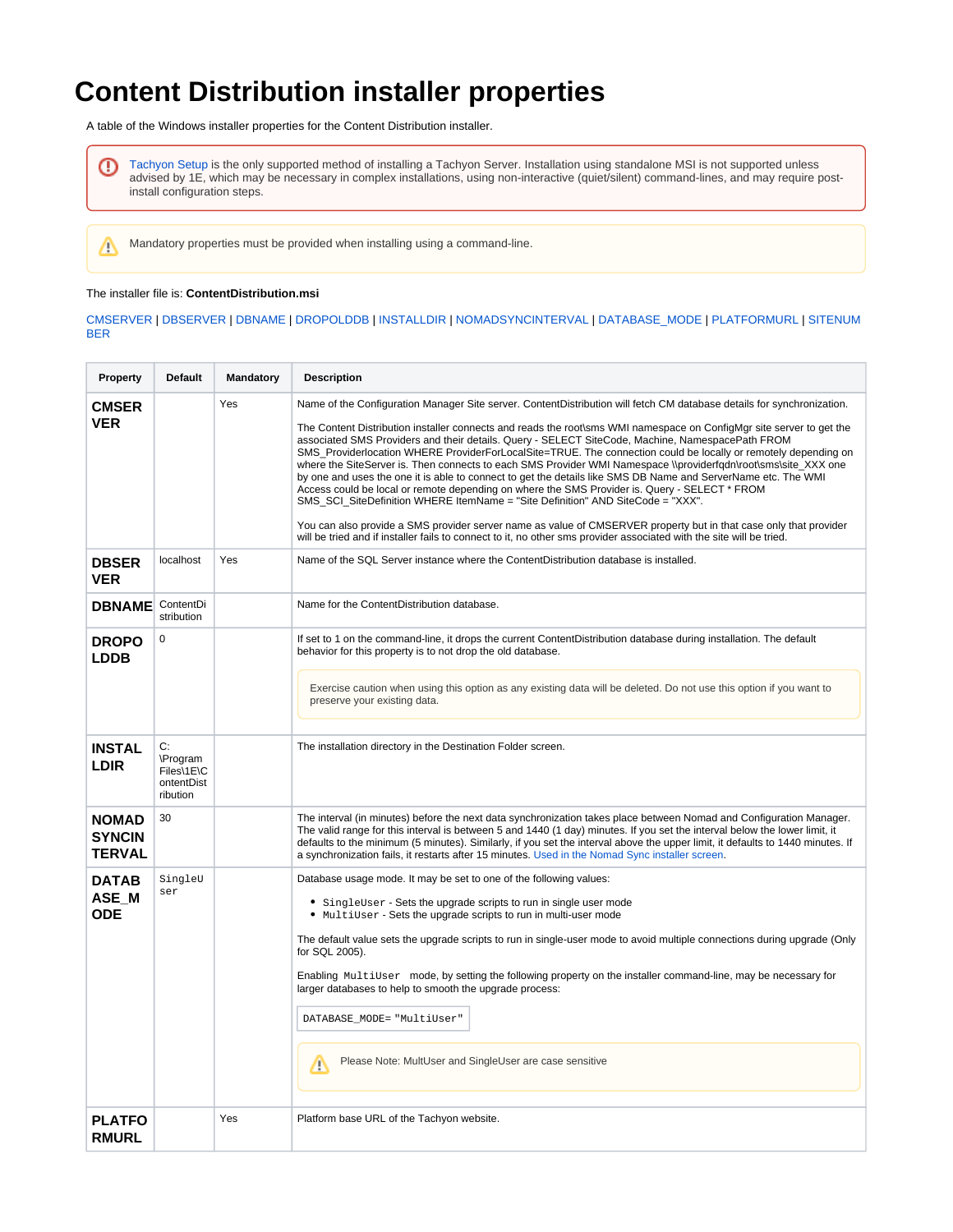# Content Distribution installer properties

A table of the Windows installer properties for the Content Distribution installer.

> Tachyon Setup is the only supported method of installing a Tachyon Server. Installation using standalone MSI is not supported unless advised by 1E, which may be necessary in complex installations, using non-interactive (quiet/silent) command-lines, and may require post-install configuration steps.

> Mandatory properties must be provided when installing using a command-line.

The installer file is: **ContentDistribution.msi**

CMSERVER | DBSERVER | DBNAME | DROPOLDDB | INSTALLDIR | NOMADSYNCINTERVAL | DATABASE_MODE | PLATFORMURL | SITENUMBER

| Property | Default | Mandatory | Description |
|---|---|---|---|
| **CMSERVER** | | Yes | Name of the Configuration Manager Site server. ContentDistribution will fetch CM database details for synchronization.<br><br>The Content Distribution installer connects and reads the root\sms WMI namespace on ConfigMgr site server to get the associated SMS Providers and their details. Query - SELECT SiteCode, Machine, NamespacePath FROM SMS_Providerlocation WHERE ProviderForLocalSite=TRUE. The connection could be locally or remotely depending on where the SiteServer is. Then connects to each SMS Provider WMI Namespace \\providerfqdn\root\sms\site_XXX one by one and uses the one it is able to connect to get the details like SMS DB Name and ServerName etc. The WMI Access could be local or remote depending on where the SMS Provider is. Query - SELECT * FROM SMS_SCI_SiteDefinition WHERE ItemName = "Site Definition" AND SiteCode = "XXX".<br><br>You can also provide a SMS provider server name as value of CMSERVER property but in that case only that provider will be tried and if installer fails to connect to it, no other sms provider associated with the site will be tried. |
| **DBSERVER** | localhost | Yes | Name of the SQL Server instance where the ContentDistribution database is installed. |
| **DBNAME** | ContentDistribution | | Name for the ContentDistribution database. |
| **DROPOLDDB** | 0 | | If set to 1 on the command-line, it drops the current ContentDistribution database during installation. The default behavior for this property is to not drop the old database.<br><br>Exercise caution when using this option as any existing data will be deleted. Do not use this option if you want to preserve your existing data. |
| **INSTALLDIR** | C:\Program Files\1E\ContentDistribution | | The installation directory in the Destination Folder screen. |
| **NOMADSYNCINTERVAL** | 30 | | The interval (in minutes) before the next data synchronization takes place between Nomad and Configuration Manager. The valid range for this interval is between 5 and 1440 (1 day) minutes. If you set the interval below the lower limit, it defaults to the minimum (5 minutes). Similarly, if you set the interval above the upper limit, it defaults to 1440 minutes. If a synchronization fails, it restarts after 15 minutes. Used in the Nomad Sync installer screen. |
| **DATABASE_MODE** | `SingleUser` | | Database usage mode. It may be set to one of the following values:<br><br>• `SingleUser` - Sets the upgrade scripts to run in single user mode<br>• `MultiUser` - Sets the upgrade scripts to run in multi-user mode<br><br>The default value sets the upgrade scripts to run in single-user mode to avoid multiple connections during upgrade (Only for SQL 2005).<br><br>Enabling `MultiUser` mode, by setting the following property on the installer command-line, may be necessary for larger databases to help to smooth the upgrade process:<br><br>`DATABASE_MODE="MultiUser"`<br><br>Please Note: MultUser and SingleUser are case sensitive |
| **PLATFORMURL** | | Yes | Platform base URL of the Tachyon website. |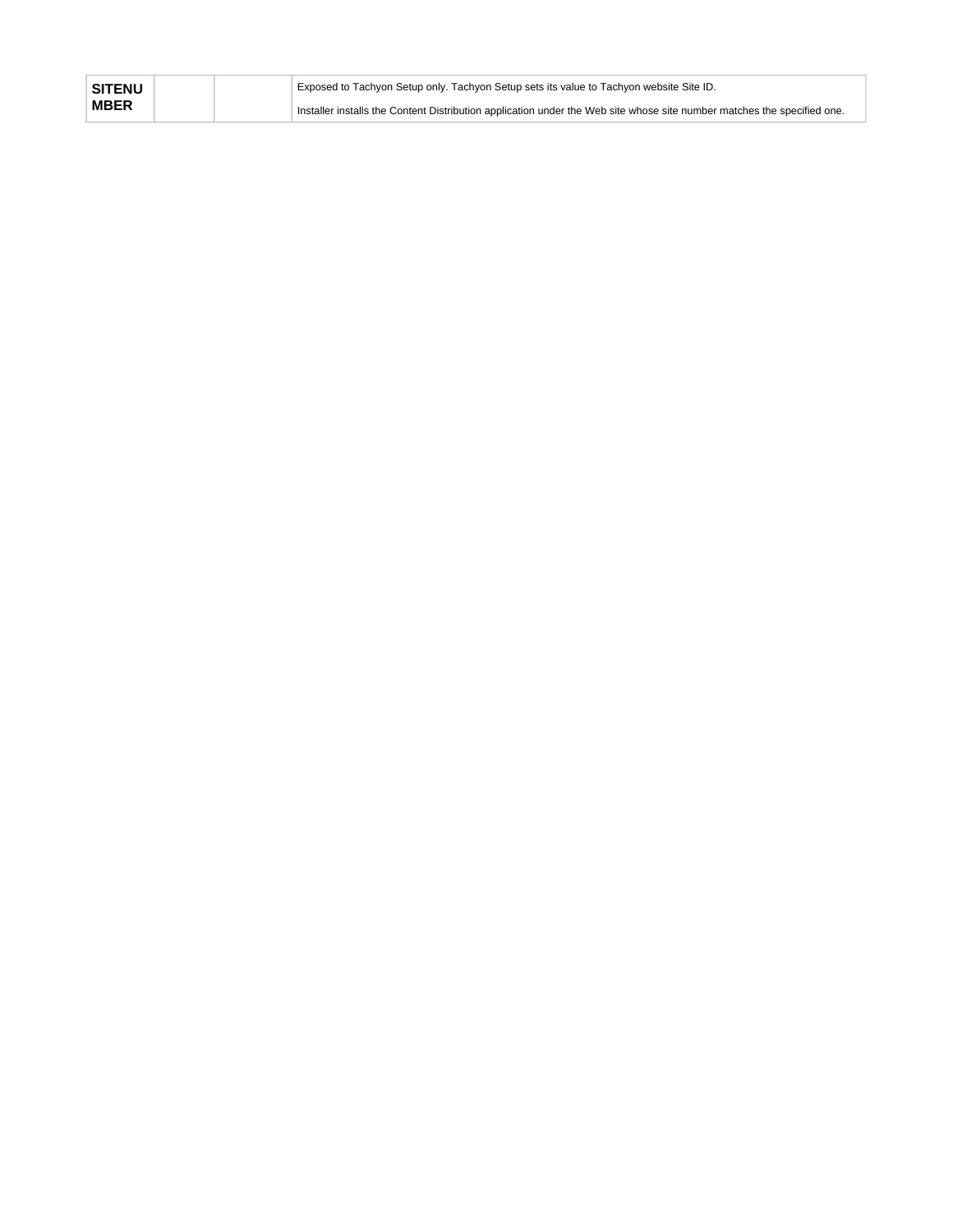| | | | |
|---|---|---|---|
| **SITENUMBER** | | | Exposed to Tachyon Setup only. Tachyon Setup sets its value to Tachyon website Site ID.<br><br>Installer installs the Content Distribution application under the Web site whose site number matches the specified one. |